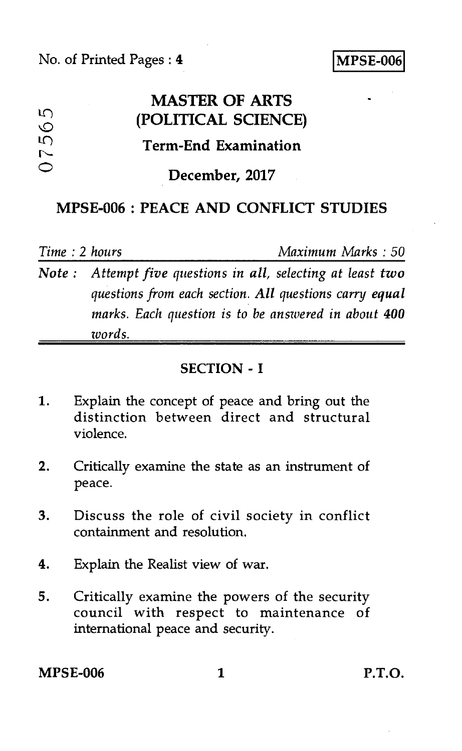No. of Printed Pages : 4

**MPSE-006**

07565

# MASTER OF ARTS (POLITICAL SCIENCE)

## Term-End Examination

## December, 2017

## MPSE-006 : PEACE AND CONFLICT STUDIES

*Time : 2 hours* *Maximum Marks : 50*

***Note :*** *Attempt five questions in all, selecting at least **two** questions from each section. **All** questions carry **equal** marks. Each question is to be answered in about **400** words.*

### SECTION - I

1. Explain the concept of peace and bring out the distinction between direct and structural violence.

2. Critically examine the state as an instrument of peace.

3. Discuss the role of civil society in conflict containment and resolution.

4. Explain the Realist view of war.

5. Critically examine the powers of the security council with respect to maintenance of international peace and security.

P.T.O.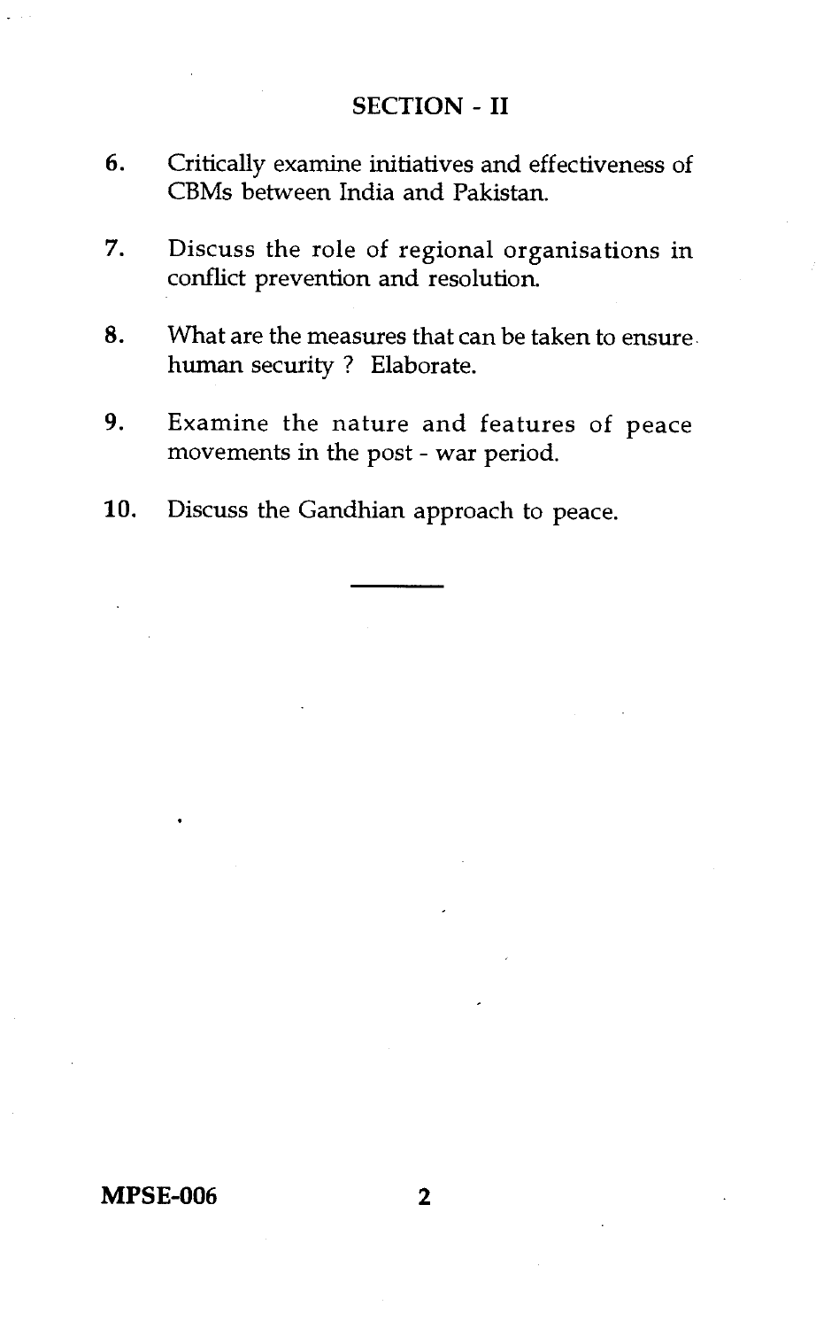## SECTION - II

6. Critically examine initiatives and effectiveness of CBMs between India and Pakistan.

7. Discuss the role of regional organisations in conflict prevention and resolution.

8. What are the measures that can be taken to ensure human security ? Elaborate.

9. Examine the nature and features of peace movements in the post - war period.

10. Discuss the Gandhian approach to peace.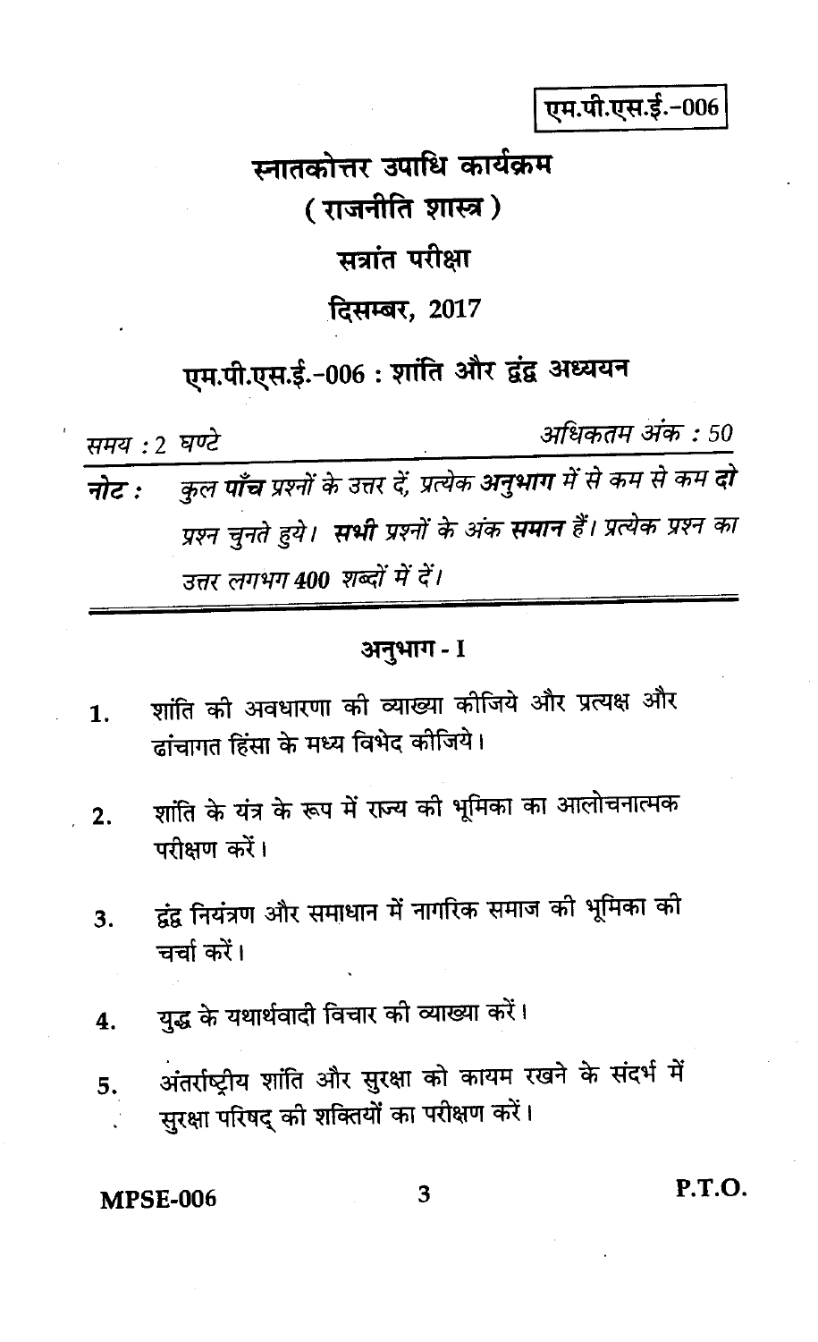एम.पी.एस.ई.-006

# स्नातकोत्तर उपाधि कार्यक्रम

## ( राजनीति शास्त्र )

## सत्रांत परीक्षा

## दिसम्बर, 2017

## एम.पी.एस.ई.-006 : शांति और द्वंद्व अध्ययन

*समय : 2 घण्टे* *अधिकतम अंक : 50*

**नोट :** *कुल* ***पाँच*** *प्रश्नों के उत्तर दें, प्रत्येक* ***अनुभाग*** *में से कम से कम* ***दो*** *प्रश्न चुनते हुये।* ***सभी*** *प्रश्नों के अंक* ***समान*** *हैं। प्रत्येक प्रश्न का उत्तर लगभग* ***400*** *शब्दों में दें।*

### अनुभाग - I

1. शांति की अवधारणा की व्याख्या कीजिये और प्रत्यक्ष और ढांचागत हिंसा के मध्य विभेद कीजिये।

2. शांति के यंत्र के रूप में राज्य की भूमिका का आलोचनात्मक परीक्षण करें।

3. द्वंद्व नियंत्रण और समाधान में नागरिक समाज की भूमिका की चर्चा करें।

4. युद्ध के यथार्थवादी विचार की व्याख्या करें।

5. अंतर्राष्ट्रीय शांति और सुरक्षा को कायम रखने के संदर्भ में सुरक्षा परिषद् की शक्तियों का परीक्षण करें।

P.T.O.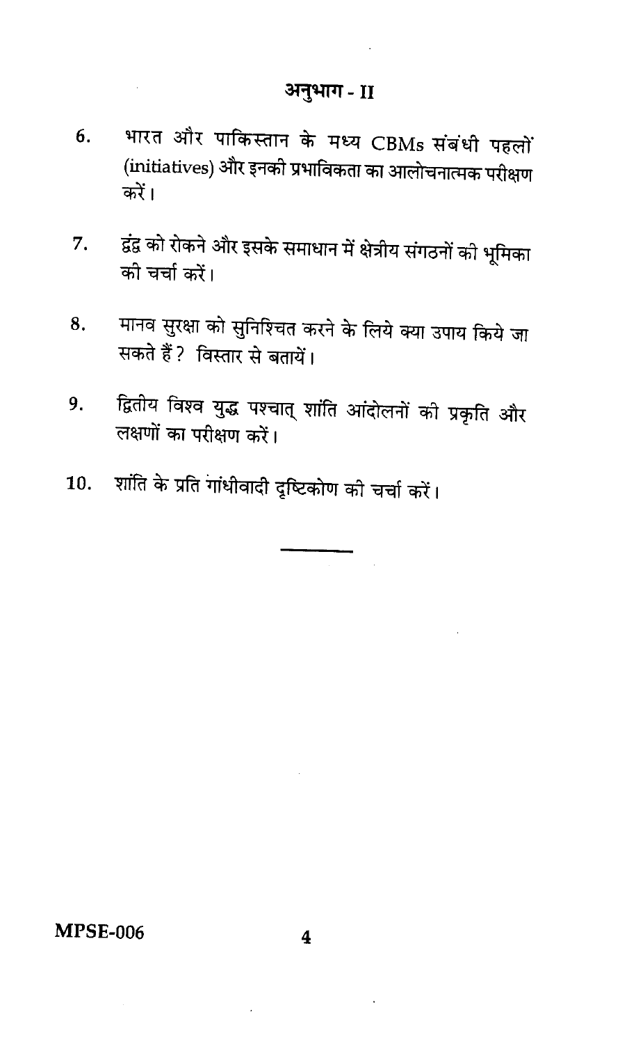## अनुभाग - II

6. भारत और पाकिस्तान के मध्य CBMs संबंधी पहलों (initiatives) और इनकी प्रभाविकता का आलोचनात्मक परीक्षण करें।

7. द्वंद्व को रोकने और इसके समाधान में क्षेत्रीय संगठनों की भूमिका की चर्चा करें।

8. मानव सुरक्षा को सुनिश्चित करने के लिये क्या उपाय किये जा सकते हैं? विस्तार से बतायें।

9. द्वितीय विश्व युद्ध पश्चात् शांति आंदोलनों की प्रकृति और लक्षणों का परीक्षण करें।

10. शांति के प्रति गांधीवादी दृष्टिकोण की चर्चा करें।

---

MPSE-006